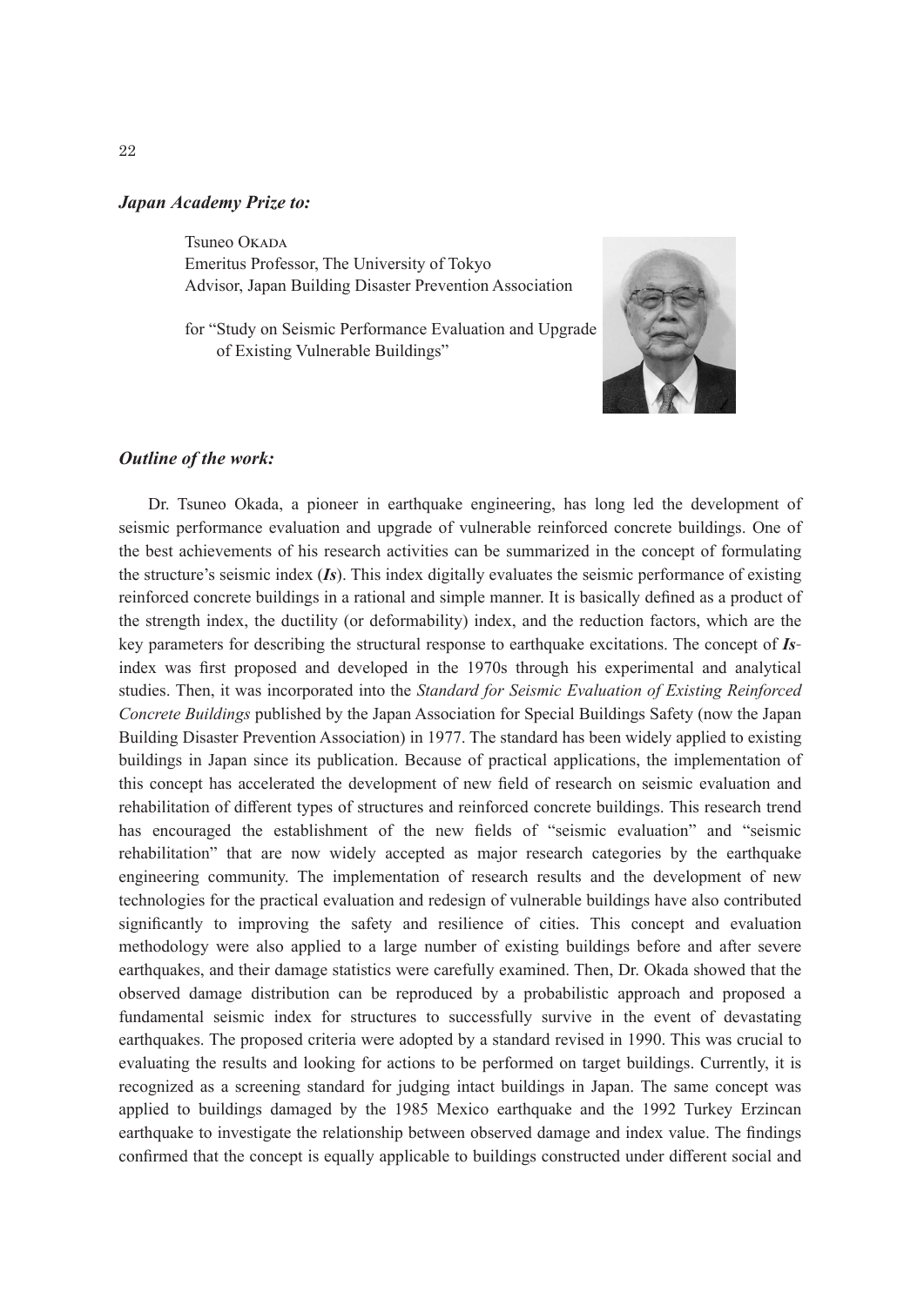***Japan Academy Prize to:***

Tsuneo Okada
Emeritus Professor, The University of Tokyo
Advisor, Japan Building Disaster Prevention Association

for "Study on Seismic Performance Evaluation and Upgrade of Existing Vulnerable Buildings"

***Outline of the work:***

Dr. Tsuneo Okada, a pioneer in earthquake engineering, has long led the development of seismic performance evaluation and upgrade of vulnerable reinforced concrete buildings. One of the best achievements of his research activities can be summarized in the concept of formulating the structure's seismic index (***Is***). This index digitally evaluates the seismic performance of existing reinforced concrete buildings in a rational and simple manner. It is basically defined as a product of the strength index, the ductility (or deformability) index, and the reduction factors, which are the key parameters for describing the structural response to earthquake excitations. The concept of ***Is***-index was first proposed and developed in the 1970s through his experimental and analytical studies. Then, it was incorporated into the *Standard for Seismic Evaluation of Existing Reinforced Concrete Buildings* published by the Japan Association for Special Buildings Safety (now the Japan Building Disaster Prevention Association) in 1977. The standard has been widely applied to existing buildings in Japan since its publication. Because of practical applications, the implementation of this concept has accelerated the development of new field of research on seismic evaluation and rehabilitation of different types of structures and reinforced concrete buildings. This research trend has encouraged the establishment of the new fields of "seismic evaluation" and "seismic rehabilitation" that are now widely accepted as major research categories by the earthquake engineering community. The implementation of research results and the development of new technologies for the practical evaluation and redesign of vulnerable buildings have also contributed significantly to improving the safety and resilience of cities. This concept and evaluation methodology were also applied to a large number of existing buildings before and after severe earthquakes, and their damage statistics were carefully examined. Then, Dr. Okada showed that the observed damage distribution can be reproduced by a probabilistic approach and proposed a fundamental seismic index for structures to successfully survive in the event of devastating earthquakes. The proposed criteria were adopted by a standard revised in 1990. This was crucial to evaluating the results and looking for actions to be performed on target buildings. Currently, it is recognized as a screening standard for judging intact buildings in Japan. The same concept was applied to buildings damaged by the 1985 Mexico earthquake and the 1992 Turkey Erzincan earthquake to investigate the relationship between observed damage and index value. The findings confirmed that the concept is equally applicable to buildings constructed under different social and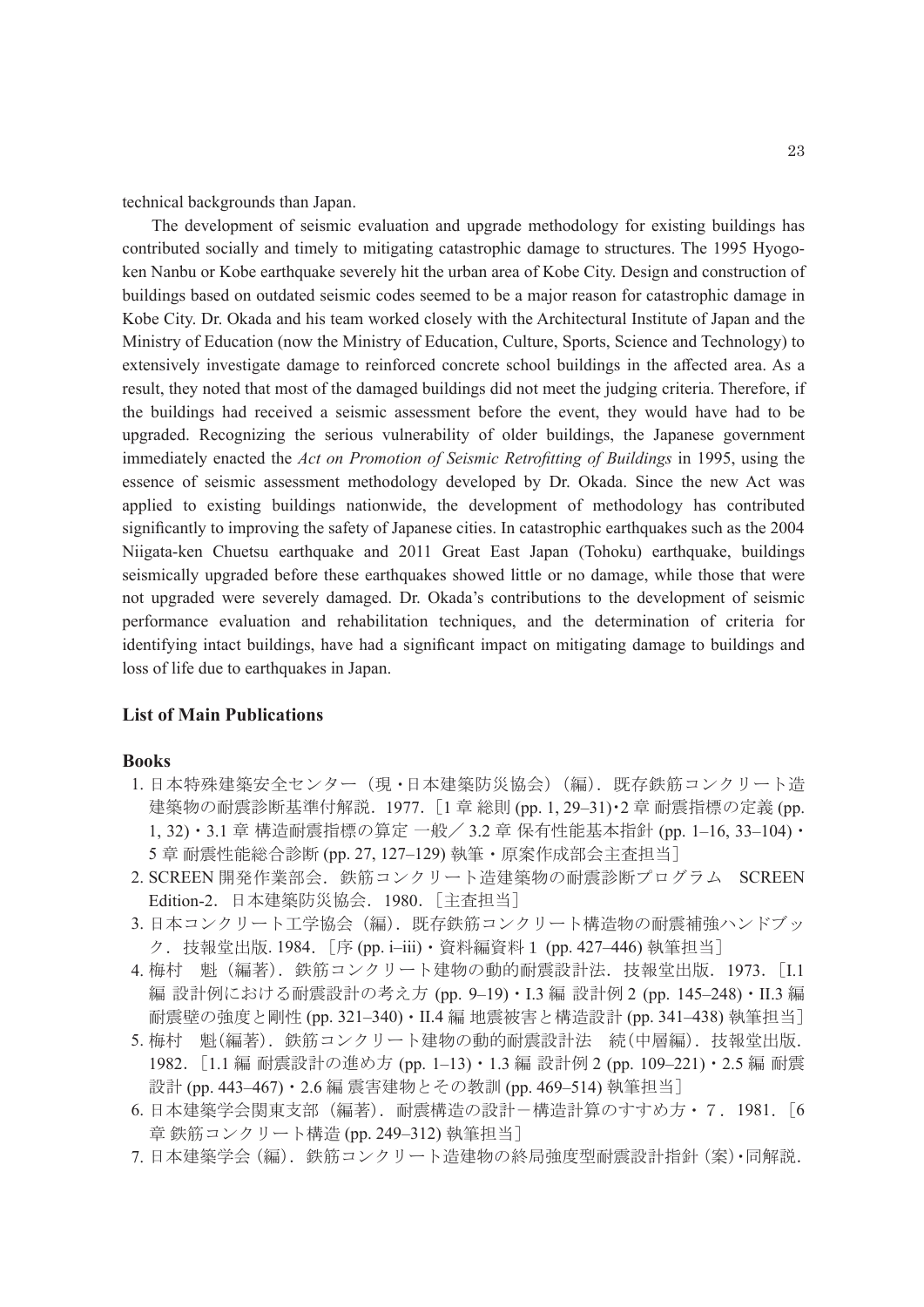technical backgrounds than Japan.

The development of seismic evaluation and upgrade methodology for existing buildings has contributed socially and timely to mitigating catastrophic damage to structures. The 1995 Hyogo-ken Nanbu or Kobe earthquake severely hit the urban area of Kobe City. Design and construction of buildings based on outdated seismic codes seemed to be a major reason for catastrophic damage in Kobe City. Dr. Okada and his team worked closely with the Architectural Institute of Japan and the Ministry of Education (now the Ministry of Education, Culture, Sports, Science and Technology) to extensively investigate damage to reinforced concrete school buildings in the affected area. As a result, they noted that most of the damaged buildings did not meet the judging criteria. Therefore, if the buildings had received a seismic assessment before the event, they would have had to be upgraded. Recognizing the serious vulnerability of older buildings, the Japanese government immediately enacted the *Act on Promotion of Seismic Retrofitting of Buildings* in 1995, using the essence of seismic assessment methodology developed by Dr. Okada. Since the new Act was applied to existing buildings nationwide, the development of methodology has contributed significantly to improving the safety of Japanese cities. In catastrophic earthquakes such as the 2004 Niigata-ken Chuetsu earthquake and 2011 Great East Japan (Tohoku) earthquake, buildings seismically upgraded before these earthquakes showed little or no damage, while those that were not upgraded were severely damaged. Dr. Okada's contributions to the development of seismic performance evaluation and rehabilitation techniques, and the determination of criteria for identifying intact buildings, have had a significant impact on mitigating damage to buildings and loss of life due to earthquakes in Japan.

## List of Main Publications

### Books

1. 日本特殊建築安全センター（現・日本建築防災協会）(編)．既存鉄筋コンクリート造建築物の耐震診断基準付解説．1977．［1 章 総則 (pp. 1, 29–31)・2 章 耐震指標の定義 (pp. 1, 32)・3.1 章 構造耐震指標の算定 一般／ 3.2 章 保有性能基本指針 (pp. 1–16, 33–104)・5 章 耐震性能総合診断 (pp. 27, 127–129) 執筆・原案作成部会主査担当］
2. SCREEN 開発作業部会．鉄筋コンクリート造建築物の耐震診断プログラム　SCREEN Edition-2．日本建築防災協会．1980．［主査担当］
3. 日本コンクリート工学協会（編）．既存鉄筋コンクリート構造物の耐震補強ハンドブック．技報堂出版. 1984．［序 (pp. i–iii)・資料編資料 1 (pp. 427–446) 執筆担当］
4. 梅村　魁（編著）．鉄筋コンクリート建物の動的耐震設計法．技報堂出版．1973．［I.1 編 設計例における耐震設計の考え方 (pp. 9–19)・I.3 編 設計例 2 (pp. 145–248)・II.3 編 耐震壁の強度と剛性 (pp. 321–340)・II.4 編 地震被害と構造設計 (pp. 341–438) 執筆担当］
5. 梅村　魁(編著)．鉄筋コンクリート建物の動的耐震設計法　続(中層編)．技報堂出版．1982．［1.1 編 耐震設計の進め方 (pp. 1–13)・1.3 編 設計例 2 (pp. 109–221)・2.5 編 耐震設計 (pp. 443–467)・2.6 編 震害建物とその教訓 (pp. 469–514) 執筆担当］
6. 日本建築学会関東支部（編著）．耐震構造の設計－構造計算のすすめ方・７．1981．［6 章 鉄筋コンクリート構造 (pp. 249–312) 執筆担当］
7. 日本建築学会 (編)．鉄筋コンクリート造建物の終局強度型耐震設計指針 (案)・同解説．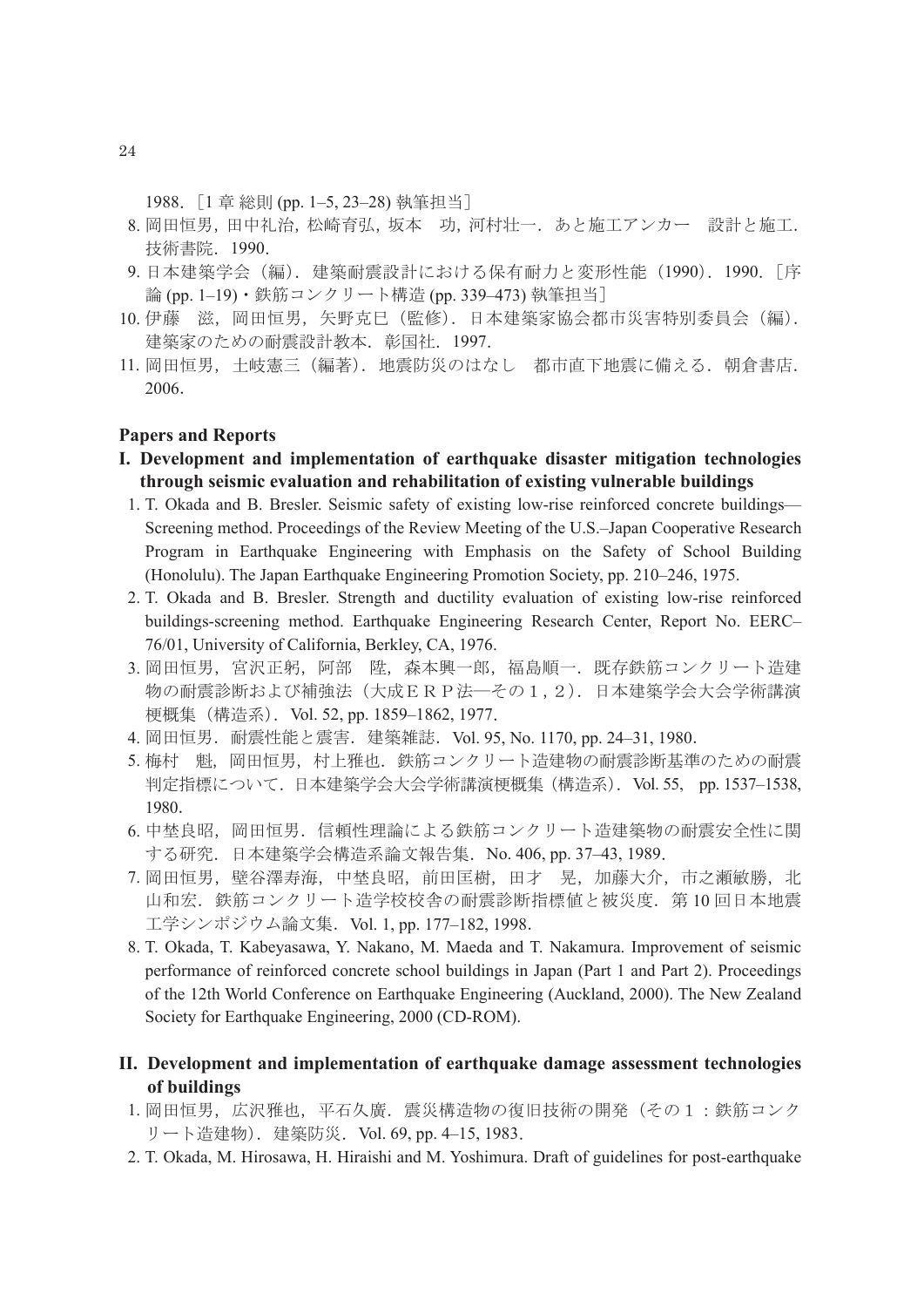1988．［1 章 総則 (pp. 1–5, 23–28) 執筆担当］

8. 岡田恒男，田中礼治，松崎育弘，坂本　功，河村壮一．あと施工アンカー　設計と施工．技術書院．1990．
9. 日本建築学会（編）．建築耐震設計における保有耐力と変形性能（1990）．1990．［序論 (pp. 1–19)・鉄筋コンクリート構造 (pp. 339–473) 執筆担当］
10. 伊藤　滋，岡田恒男，矢野克巳（監修）．日本建築家協会都市災害特別委員会（編）．建築家のための耐震設計教本．彰国社．1997．
11. 岡田恒男，土岐憲三（編著）．地震防災のはなし　都市直下地震に備える．朝倉書店．2006．

**Papers and Reports**

**I. Development and implementation of earthquake disaster mitigation technologies through seismic evaluation and rehabilitation of existing vulnerable buildings**

1. T. Okada and B. Bresler. Seismic safety of existing low-rise reinforced concrete buildings—Screening method. Proceedings of the Review Meeting of the U.S.–Japan Cooperative Research Program in Earthquake Engineering with Emphasis on the Safety of School Building (Honolulu). The Japan Earthquake Engineering Promotion Society, pp. 210–246, 1975.
2. T. Okada and B. Bresler. Strength and ductility evaluation of existing low-rise reinforced buildings-screening method. Earthquake Engineering Research Center, Report No. EERC–76/01, University of California, Berkley, CA, 1976.
3. 岡田恒男，宮沢正躬，阿部　陸，森本興一郎，福島順一．既存鉄筋コンクリート造建物の耐震診断および補強法（大成ＥＲＰ法—その１，２）．日本建築学会大会学術講演梗概集（構造系）．Vol. 52, pp. 1859–1862, 1977.
4. 岡田恒男．耐震性能と震害．建築雑誌．Vol. 95, No. 1170, pp. 24–31, 1980.
5. 梅村　魁，岡田恒男，村上雅也．鉄筋コンクリート造建物の耐震診断基準のための耐震判定指標について．日本建築学会大会学術講演梗概集（構造系）．Vol. 55,　pp. 1537–1538, 1980.
6. 中埜良昭，岡田恒男．信頼性理論による鉄筋コンクリート造建築物の耐震安全性に関する研究．日本建築学会構造系論文報告集．No. 406, pp. 37–43, 1989.
7. 岡田恒男，壁谷澤寿海，中埜良昭，前田匡樹，田才　晃，加藤大介，市之瀬敏勝，北山和宏．鉄筋コンクリート造学校校舎の耐震診断指標値と被災度．第 10 回日本地震工学シンポジウム論文集．Vol. 1, pp. 177–182, 1998.
8. T. Okada, T. Kabeyasawa, Y. Nakano, M. Maeda and T. Nakamura. Improvement of seismic performance of reinforced concrete school buildings in Japan (Part 1 and Part 2). Proceedings of the 12th World Conference on Earthquake Engineering (Auckland, 2000). The New Zealand Society for Earthquake Engineering, 2000 (CD-ROM).

**II. Development and implementation of earthquake damage assessment technologies of buildings**

1. 岡田恒男，広沢雅也，平石久廣．震災構造物の復旧技術の開発（その１：鉄筋コンクリート造建物）．建築防災．Vol. 69, pp. 4–15, 1983.
2. T. Okada, M. Hirosawa, H. Hiraishi and M. Yoshimura. Draft of guidelines for post-earthquake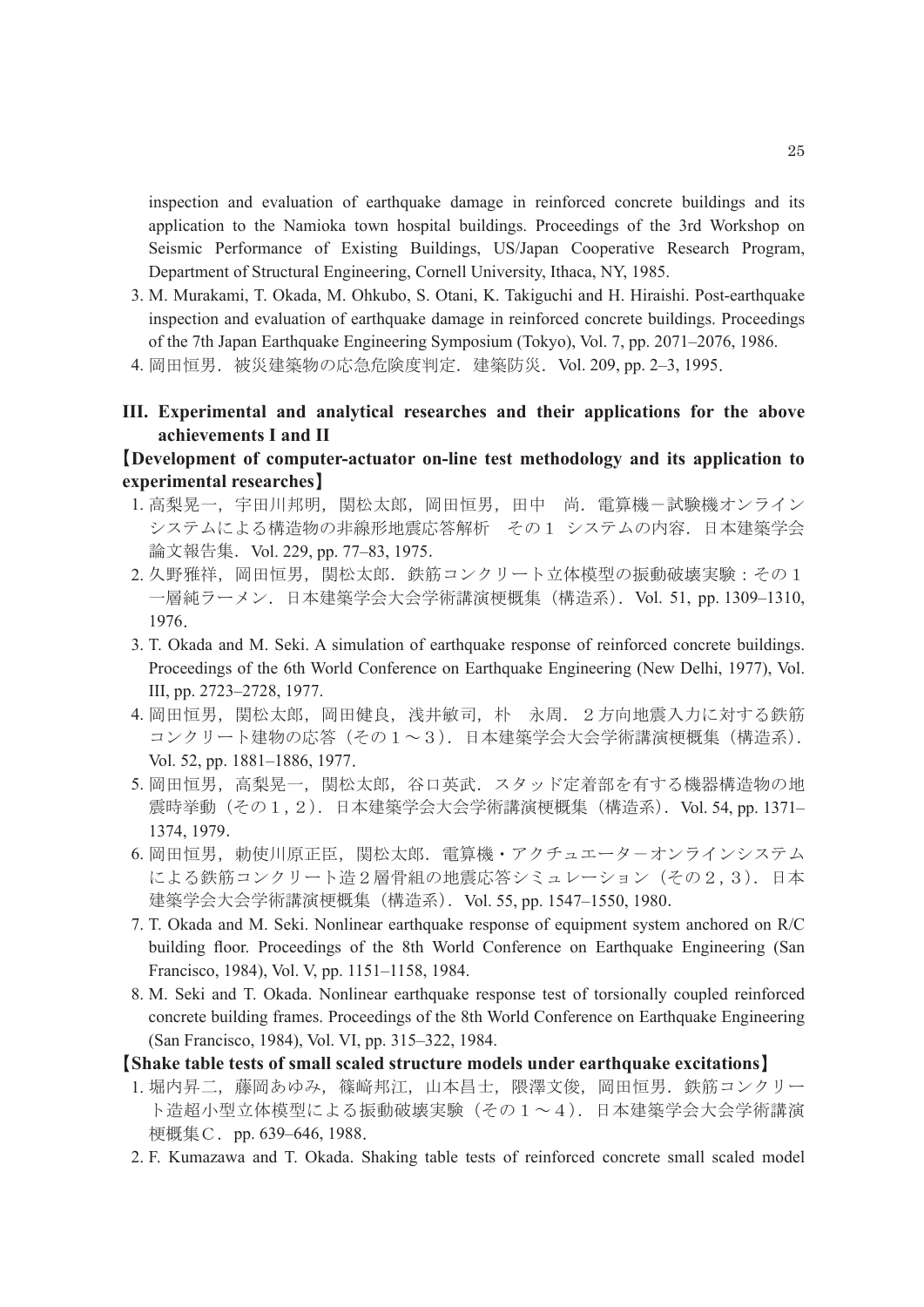inspection and evaluation of earthquake damage in reinforced concrete buildings and its application to the Namioka town hospital buildings. Proceedings of the 3rd Workshop on Seismic Performance of Existing Buildings, US/Japan Cooperative Research Program, Department of Structural Engineering, Cornell University, Ithaca, NY, 1985.

3. M. Murakami, T. Okada, M. Ohkubo, S. Otani, K. Takiguchi and H. Hiraishi. Post-earthquake inspection and evaluation of earthquake damage in reinforced concrete buildings. Proceedings of the 7th Japan Earthquake Engineering Symposium (Tokyo), Vol. 7, pp. 2071–2076, 1986.
4. 岡田恒男．被災建築物の応急危険度判定．建築防災．Vol. 209, pp. 2–3, 1995.

## III. Experimental and analytical researches and their applications for the above achievements I and II

**【Development of computer-actuator on-line test methodology and its application to experimental researches】**

1. 高梨晃一，宇田川邦明，関松太郎，岡田恒男，田中　尚．電算機－試験機オンラインシステムによる構造物の非線形地震応答解析　その１ システムの内容．日本建築学会論文報告集．Vol. 229, pp. 77–83, 1975.
2. 久野雅祥，岡田恒男，関松太郎．鉄筋コンクリート立体模型の振動破壊実験：その１一層純ラーメン．日本建築学会大会学術講演梗概集（構造系）．Vol. 51, pp. 1309–1310, 1976.
3. T. Okada and M. Seki. A simulation of earthquake response of reinforced concrete buildings. Proceedings of the 6th World Conference on Earthquake Engineering (New Delhi, 1977), Vol. III, pp. 2723–2728, 1977.
4. 岡田恒男，関松太郎，岡田健良，浅井敏司，朴　永周．２方向地震入力に対する鉄筋コンクリート建物の応答（その１〜３）．日本建築学会大会学術講演梗概集（構造系）．Vol. 52, pp. 1881–1886, 1977.
5. 岡田恒男，高梨晃一，関松太郎，谷口英武．スタッド定着部を有する機器構造物の地震時挙動（その１，２）．日本建築学会大会学術講演梗概集（構造系）．Vol. 54, pp. 1371–1374, 1979.
6. 岡田恒男，勅使川原正臣，関松太郎．電算機・アクチュエーターオンラインシステムによる鉄筋コンクリート造２層骨組の地震応答シミュレーション（その２，３）．日本建築学会大会学術講演梗概集（構造系）．Vol. 55, pp. 1547–1550, 1980.
7. T. Okada and M. Seki. Nonlinear earthquake response of equipment system anchored on R/C building floor. Proceedings of the 8th World Conference on Earthquake Engineering (San Francisco, 1984), Vol. V, pp. 1151–1158, 1984.
8. M. Seki and T. Okada. Nonlinear earthquake response test of torsionally coupled reinforced concrete building frames. Proceedings of the 8th World Conference on Earthquake Engineering (San Francisco, 1984), Vol. VI, pp. 315–322, 1984.

**【Shake table tests of small scaled structure models under earthquake excitations】**

1. 堀内昇二，藤岡あゆみ，篠崎邦江，山本昌士，隈澤文俊，岡田恒男．鉄筋コンクリート造超小型立体模型による振動破壊実験（その１〜４）．日本建築学会大会学術講演梗概集Ｃ．pp. 639–646, 1988.
2. F. Kumazawa and T. Okada. Shaking table tests of reinforced concrete small scaled model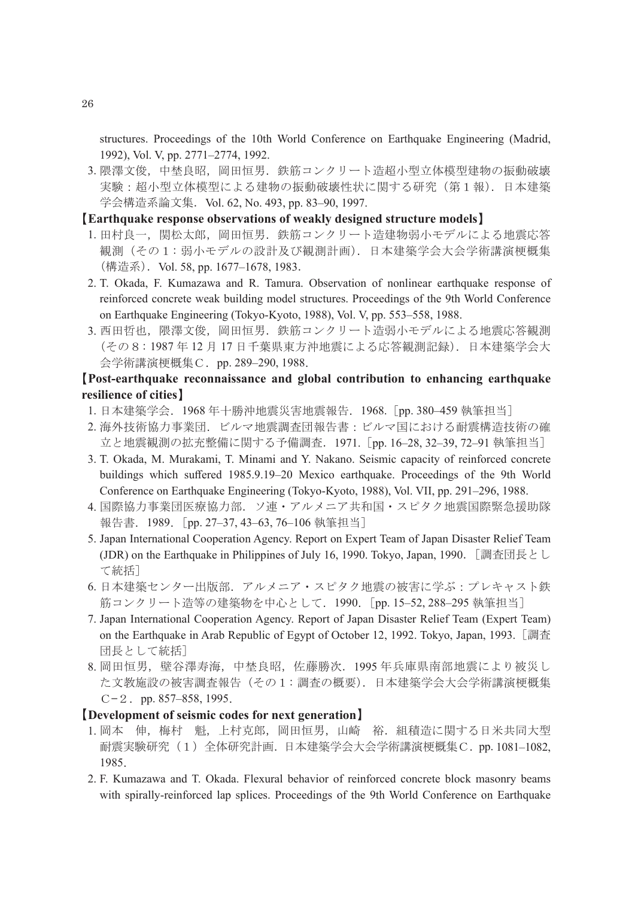structures. Proceedings of the 10th World Conference on Earthquake Engineering (Madrid, 1992), Vol. V, pp. 2771–2774, 1992.

3. 隈澤文俊，中埜良昭，岡田恒男．鉄筋コンクリート造超小型立体模型建物の振動破壊実験：超小型立体模型による建物の振動破壊性状に関する研究（第１報）．日本建築学会構造系論文集．Vol. 62, No. 493, pp. 83–90, 1997.

**【Earthquake response observations of weakly designed structure models】**

1. 田村良一，関松太郎，岡田恒男．鉄筋コンクリート造建物弱小モデルによる地震応答観測（その１：弱小モデルの設計及び観測計画）．日本建築学会大会学術講演梗概集（構造系）．Vol. 58, pp. 1677–1678, 1983.
2. T. Okada, F. Kumazawa and R. Tamura. Observation of nonlinear earthquake response of reinforced concrete weak building model structures. Proceedings of the 9th World Conference on Earthquake Engineering (Tokyo-Kyoto, 1988), Vol. V, pp. 553–558, 1988.
3. 西田哲也，隈澤文俊，岡田恒男．鉄筋コンクリート造弱小モデルによる地震応答観測（その８：1987 年 12 月 17 日千葉県東方沖地震による応答観測記録）．日本建築学会大会学術講演梗概集Ｃ．pp. 289–290, 1988.

**【Post-earthquake reconnaissance and global contribution to enhancing earthquake resilience of cities】**

1. 日本建築学会．1968 年十勝沖地震災害地震報告．1968．[pp. 380–459 執筆担当]
2. 海外技術協力事業団．ビルマ地震調査団報告書：ビルマ国における耐震構造技術の確立と地震観測の拡充整備に関する予備調査．1971．[pp. 16–28, 32–39, 72–91 執筆担当]
3. T. Okada, M. Murakami, T. Minami and Y. Nakano. Seismic capacity of reinforced concrete buildings which suffered 1985.9.19–20 Mexico earthquake. Proceedings of the 9th World Conference on Earthquake Engineering (Tokyo-Kyoto, 1988), Vol. VII, pp. 291–296, 1988.
4. 国際協力事業団医療協力部．ソ連・アルメニア共和国・スピタク地震国際緊急援助隊報告書．1989．[pp. 27–37, 43–63, 76–106 執筆担当]
5. Japan International Cooperation Agency. Report on Expert Team of Japan Disaster Relief Team (JDR) on the Earthquake in Philippines of July 16, 1990. Tokyo, Japan, 1990．[調査団長として統括]
6. 日本建築センター出版部．アルメニア・スピタク地震の被害に学ぶ：プレキャスト鉄筋コンクリート造等の建築物を中心として．1990．[pp. 15–52, 288–295 執筆担当]
7. Japan International Cooperation Agency. Report of Japan Disaster Relief Team (Expert Team) on the Earthquake in Arab Republic of Egypt of October 12, 1992. Tokyo, Japan, 1993．[調査団長として統括]
8. 岡田恒男，壁谷澤寿海，中埜良昭，佐藤勝次．1995 年兵庫県南部地震により被災した文教施設の被害調査報告（その１：調査の概要）．日本建築学会大会学術講演梗概集Ｃ−２．pp. 857–858, 1995.

**【Development of seismic codes for next generation】**

1. 岡本　伸，梅村　魁，上村克郎，岡田恒男，山崎　裕．組積造に関する日米共同大型耐震実験研究（１）全体研究計画．日本建築学会大会学術講演梗概集Ｃ．pp. 1081–1082, 1985.
2. F. Kumazawa and T. Okada. Flexural behavior of reinforced concrete block masonry beams with spirally-reinforced lap splices. Proceedings of the 9th World Conference on Earthquake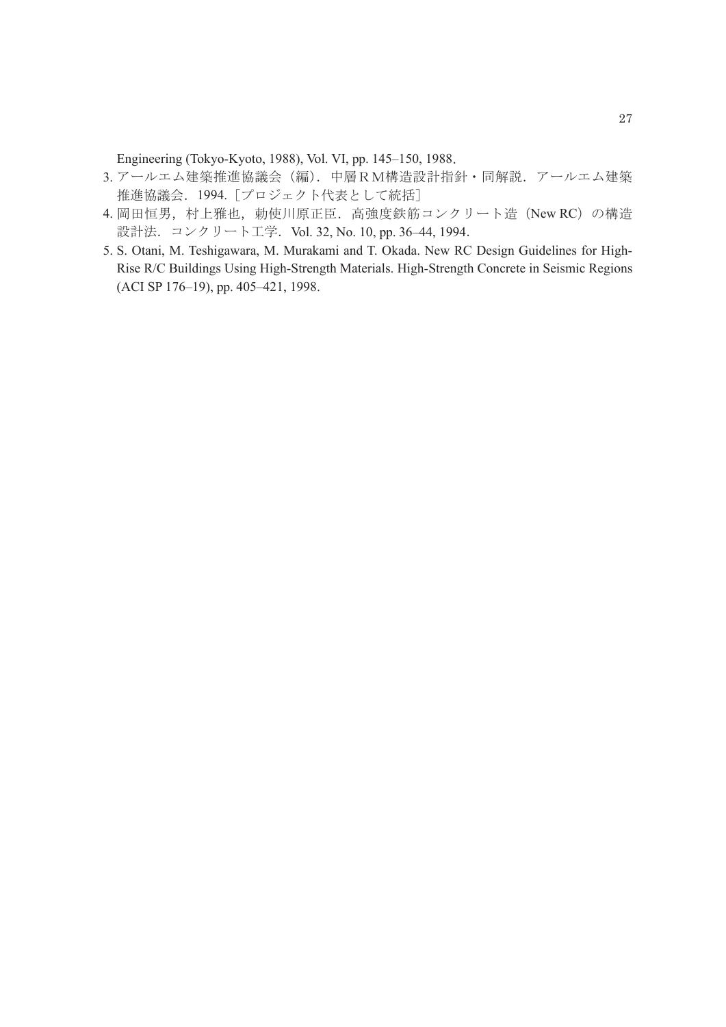Engineering (Tokyo-Kyoto, 1988), Vol. VI, pp. 145–150, 1988.

3. アールエム建築推進協議会（編）．中層ＲＭ構造設計指針・同解説．アールエム建築推進協議会．1994.［プロジェクト代表として統括］
4. 岡田恒男，村上雅也，勅使川原正臣．高強度鉄筋コンクリート造（New RC）の構造設計法．コンクリート工学．Vol. 32, No. 10, pp. 36–44, 1994.
5. S. Otani, M. Teshigawara, M. Murakami and T. Okada. New RC Design Guidelines for High-Rise R/C Buildings Using High-Strength Materials. High-Strength Concrete in Seismic Regions (ACI SP 176–19), pp. 405–421, 1998.